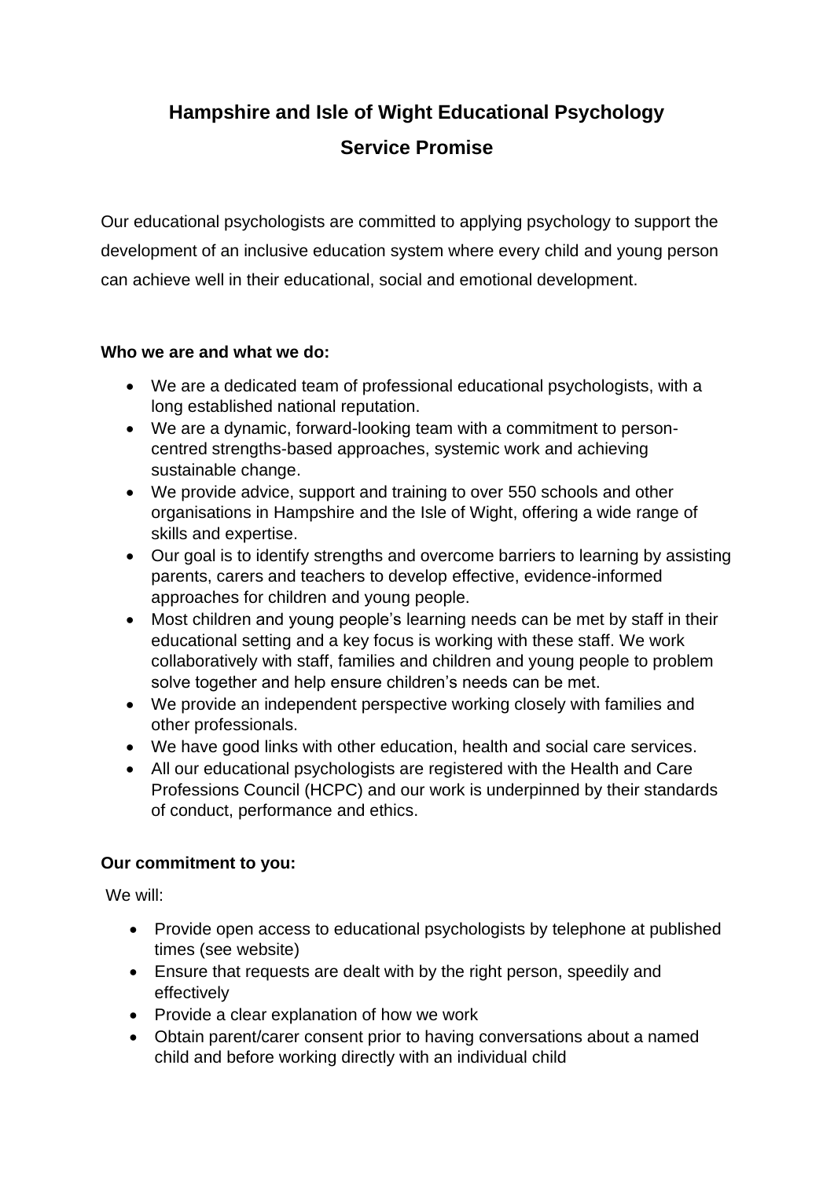# Hampshire and Isle of Wight Educational Psychology Service Promise

Our educational psychologists are committed to applying psychology to support the development of an inclusive education system where every child and young person can achieve well in their educational, social and emotional development.

**Who we are and what we do:**

- We are a dedicated team of professional educational psychologists, with a long established national reputation.
- We are a dynamic, forward-looking team with a commitment to person-centred strengths-based approaches, systemic work and achieving sustainable change.
- We provide advice, support and training to over 550 schools and other organisations in Hampshire and the Isle of Wight, offering a wide range of skills and expertise.
- Our goal is to identify strengths and overcome barriers to learning by assisting parents, carers and teachers to develop effective, evidence-informed approaches for children and young people.
- Most children and young people's learning needs can be met by staff in their educational setting and a key focus is working with these staff. We work collaboratively with staff, families and children and young people to problem solve together and help ensure children's needs can be met.
- We provide an independent perspective working closely with families and other professionals.
- We have good links with other education, health and social care services.
- All our educational psychologists are registered with the Health and Care Professions Council (HCPC) and our work is underpinned by their standards of conduct, performance and ethics.

**Our commitment to you:**

We will:

- Provide open access to educational psychologists by telephone at published times (see website)
- Ensure that requests are dealt with by the right person, speedily and effectively
- Provide a clear explanation of how we work
- Obtain parent/carer consent prior to having conversations about a named child and before working directly with an individual child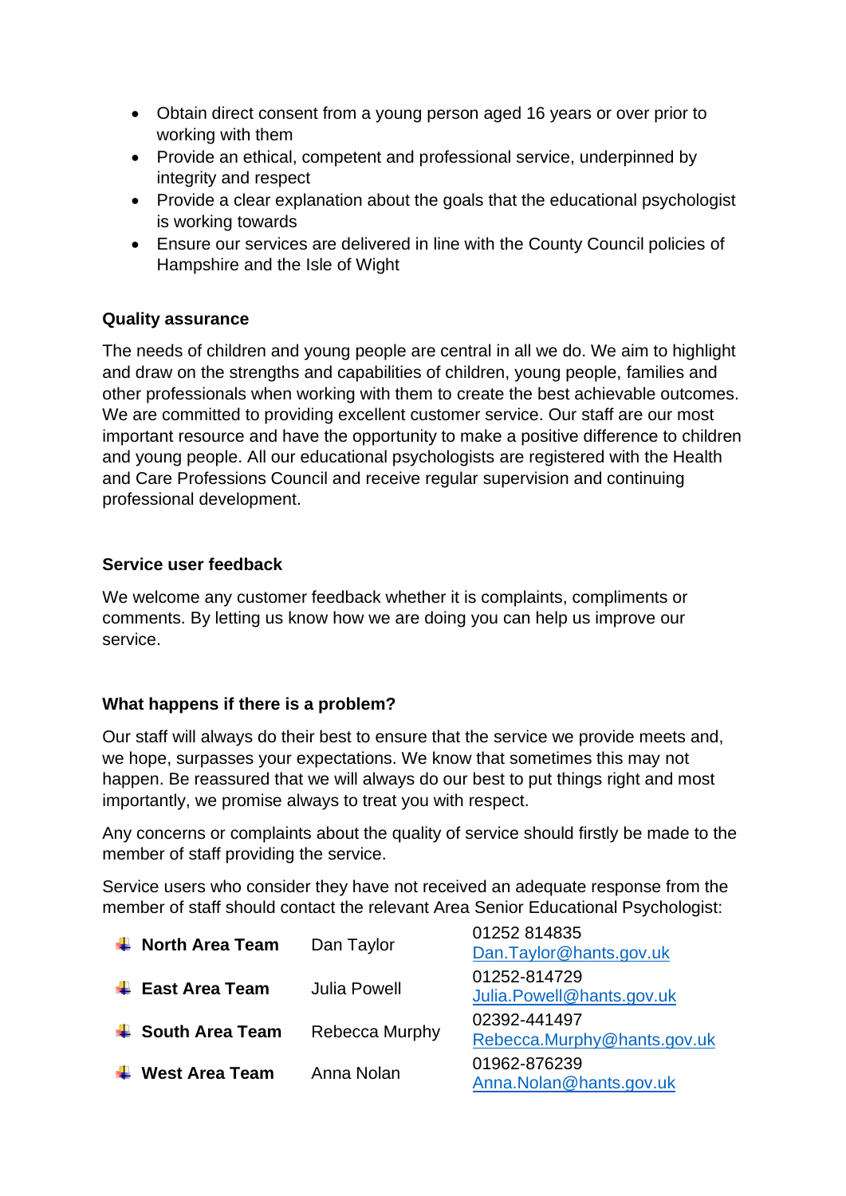- Obtain direct consent from a young person aged 16 years or over prior to working with them
- Provide an ethical, competent and professional service, underpinned by integrity and respect
- Provide a clear explanation about the goals that the educational psychologist is working towards
- Ensure our services are delivered in line with the County Council policies of Hampshire and the Isle of Wight

**Quality assurance**

The needs of children and young people are central in all we do. We aim to highlight and draw on the strengths and capabilities of children, young people, families and other professionals when working with them to create the best achievable outcomes. We are committed to providing excellent customer service. Our staff are our most important resource and have the opportunity to make a positive difference to children and young people. All our educational psychologists are registered with the Health and Care Professions Council and receive regular supervision and continuing professional development.

**Service user feedback**

We welcome any customer feedback whether it is complaints, compliments or comments. By letting us know how we are doing you can help us improve our service.

**What happens if there is a problem?**

Our staff will always do their best to ensure that the service we provide meets and, we hope, surpasses your expectations. We know that sometimes this may not happen. Be reassured that we will always do our best to put things right and most importantly, we promise always to treat you with respect.

Any concerns or complaints about the quality of service should firstly be made to the member of staff providing the service.

Service users who consider they have not received an adequate response from the member of staff should contact the relevant Area Senior Educational Psychologist:

| | | |
|---|---|---|
| **North Area Team** | Dan Taylor | 01252 814835<br>Dan.Taylor@hants.gov.uk |
| **East Area Team** | Julia Powell | 01252-814729<br>Julia.Powell@hants.gov.uk |
| **South Area Team** | Rebecca Murphy | 02392-441497<br>Rebecca.Murphy@hants.gov.uk |
| **West Area Team** | Anna Nolan | 01962-876239<br>Anna.Nolan@hants.gov.uk |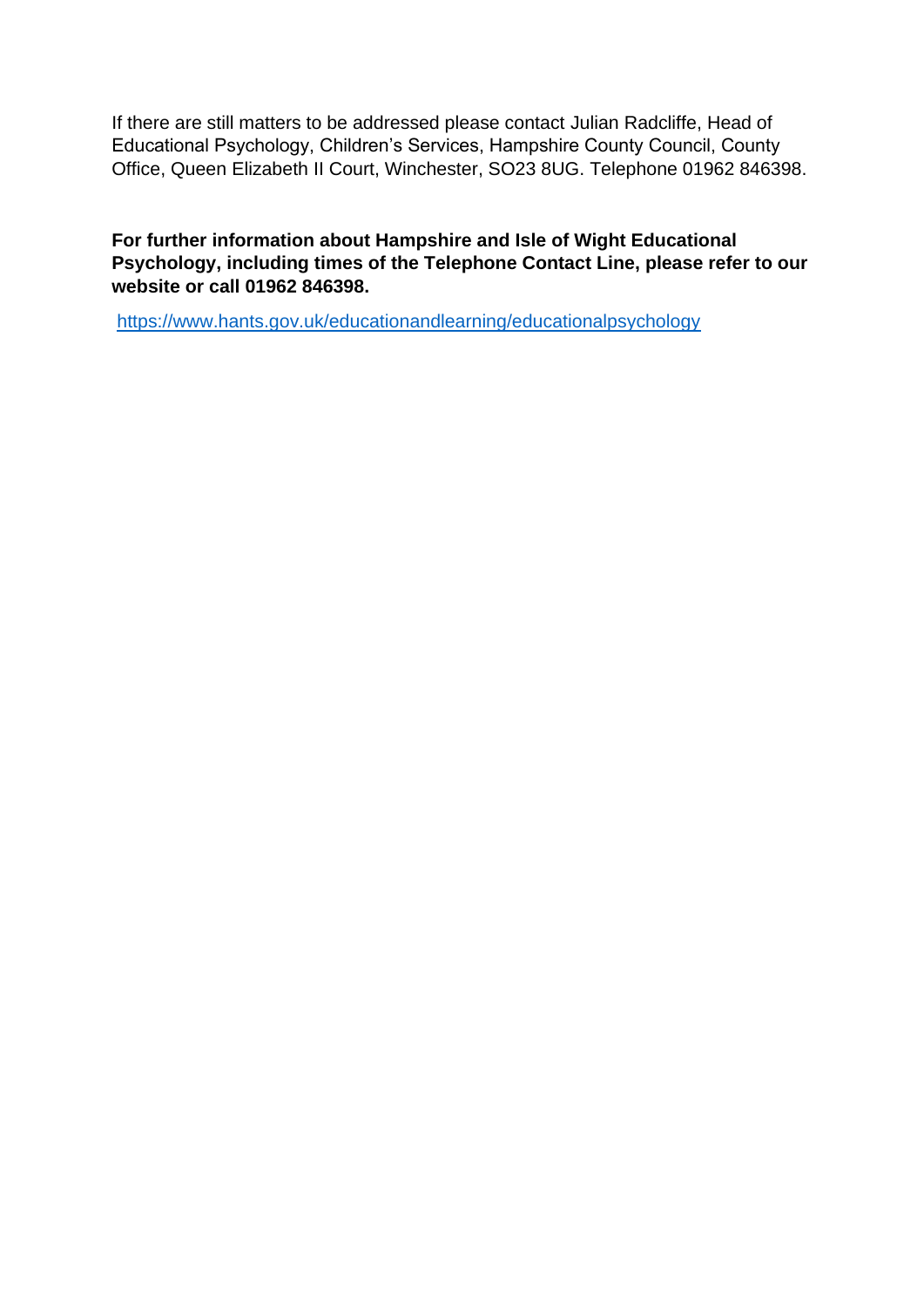If there are still matters to be addressed please contact Julian Radcliffe, Head of Educational Psychology, Children's Services, Hampshire County Council, County Office, Queen Elizabeth II Court, Winchester, SO23 8UG. Telephone 01962 846398.

**For further information about Hampshire and Isle of Wight Educational Psychology, including times of the Telephone Contact Line, please refer to our website or call 01962 846398.**

https://www.hants.gov.uk/educationandlearning/educationalpsychology